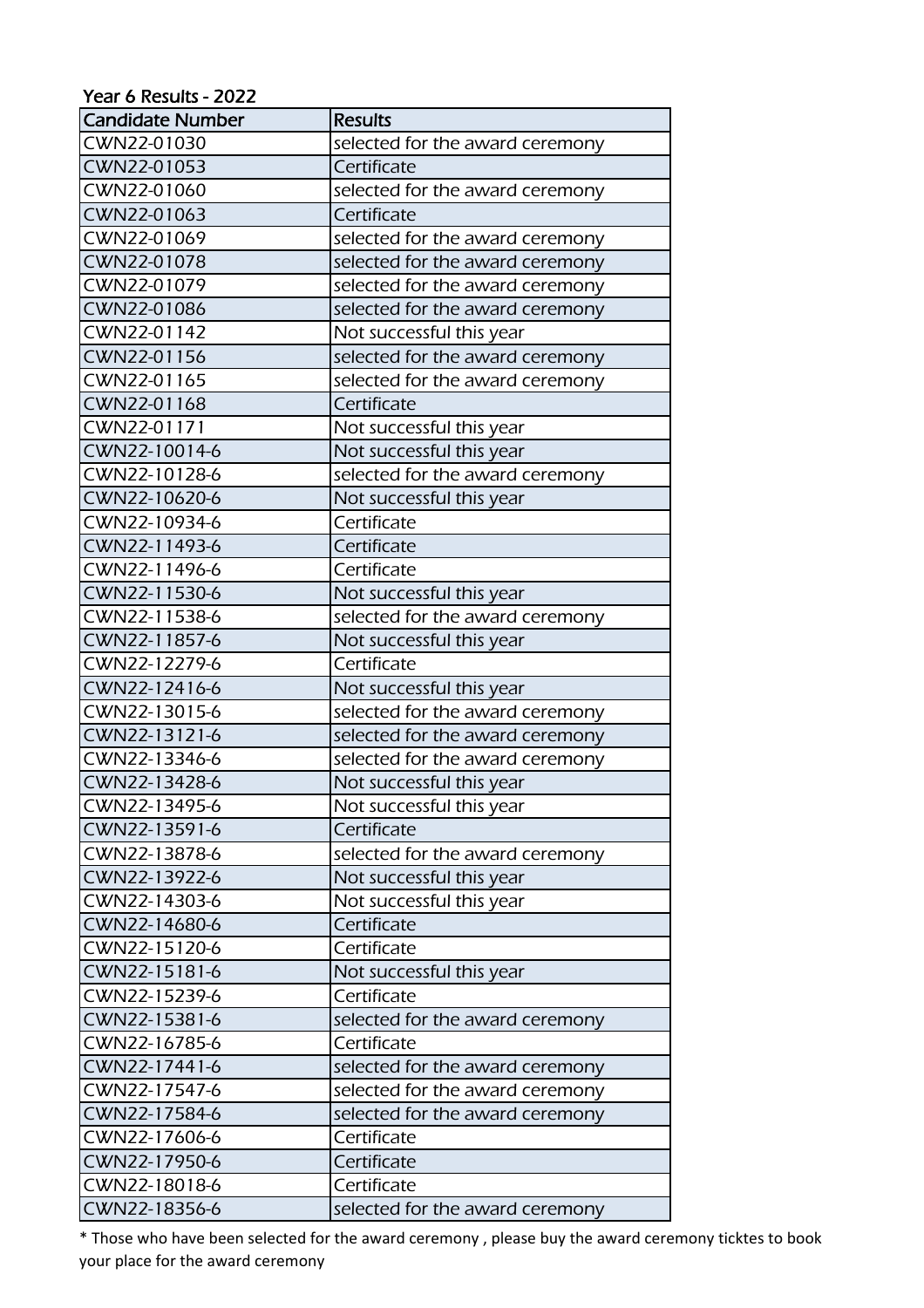## Year 6 Results - 2022

| Candidate Number | Results |
|---|---|
| CWN22-01030 | selected for the award ceremony |
| CWN22-01053 | Certificate |
| CWN22-01060 | selected for the award ceremony |
| CWN22-01063 | Certificate |
| CWN22-01069 | selected for the award ceremony |
| CWN22-01078 | selected for the award ceremony |
| CWN22-01079 | selected for the award ceremony |
| CWN22-01086 | selected for the award ceremony |
| CWN22-01142 | Not successful this year |
| CWN22-01156 | selected for the award ceremony |
| CWN22-01165 | selected for the award ceremony |
| CWN22-01168 | Certificate |
| CWN22-01171 | Not successful this year |
| CWN22-10014-6 | Not successful this year |
| CWN22-10128-6 | selected for the award ceremony |
| CWN22-10620-6 | Not successful this year |
| CWN22-10934-6 | Certificate |
| CWN22-11493-6 | Certificate |
| CWN22-11496-6 | Certificate |
| CWN22-11530-6 | Not successful this year |
| CWN22-11538-6 | selected for the award ceremony |
| CWN22-11857-6 | Not successful this year |
| CWN22-12279-6 | Certificate |
| CWN22-12416-6 | Not successful this year |
| CWN22-13015-6 | selected for the award ceremony |
| CWN22-13121-6 | selected for the award ceremony |
| CWN22-13346-6 | selected for the award ceremony |
| CWN22-13428-6 | Not successful this year |
| CWN22-13495-6 | Not successful this year |
| CWN22-13591-6 | Certificate |
| CWN22-13878-6 | selected for the award ceremony |
| CWN22-13922-6 | Not successful this year |
| CWN22-14303-6 | Not successful this year |
| CWN22-14680-6 | Certificate |
| CWN22-15120-6 | Certificate |
| CWN22-15181-6 | Not successful this year |
| CWN22-15239-6 | Certificate |
| CWN22-15381-6 | selected for the award ceremony |
| CWN22-16785-6 | Certificate |
| CWN22-17441-6 | selected for the award ceremony |
| CWN22-17547-6 | selected for the award ceremony |
| CWN22-17584-6 | selected for the award ceremony |
| CWN22-17606-6 | Certificate |
| CWN22-17950-6 | Certificate |
| CWN22-18018-6 | Certificate |
| CWN22-18356-6 | selected for the award ceremony |

* Those who have been selected for the award ceremony , please buy the award ceremony ticktes to book your place for the award ceremony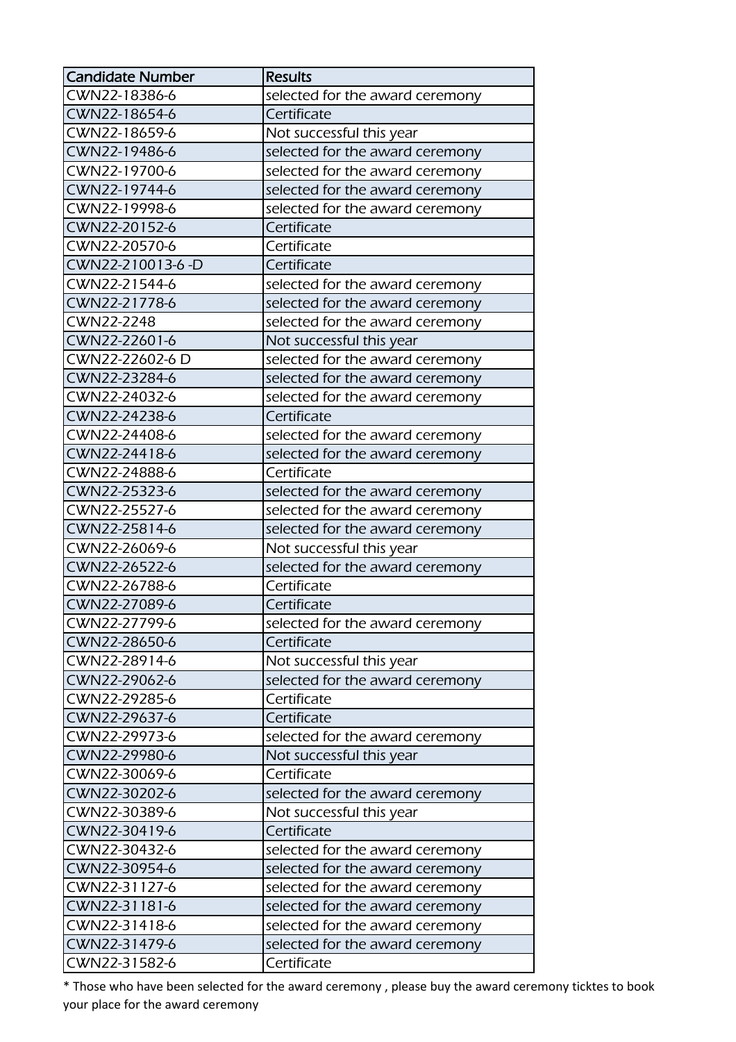| Candidate Number | Results |
|---|---|
| CWN22-18386-6 | selected for the award ceremony |
| CWN22-18654-6 | Certificate |
| CWN22-18659-6 | Not successful this year |
| CWN22-19486-6 | selected for the award ceremony |
| CWN22-19700-6 | selected for the award ceremony |
| CWN22-19744-6 | selected for the award ceremony |
| CWN22-19998-6 | selected for the award ceremony |
| CWN22-20152-6 | Certificate |
| CWN22-20570-6 | Certificate |
| CWN22-210013-6 -D | Certificate |
| CWN22-21544-6 | selected for the award ceremony |
| CWN22-21778-6 | selected for the award ceremony |
| CWN22-2248 | selected for the award ceremony |
| CWN22-22601-6 | Not successful this year |
| CWN22-22602-6 D | selected for the award ceremony |
| CWN22-23284-6 | selected for the award ceremony |
| CWN22-24032-6 | selected for the award ceremony |
| CWN22-24238-6 | Certificate |
| CWN22-24408-6 | selected for the award ceremony |
| CWN22-24418-6 | selected for the award ceremony |
| CWN22-24888-6 | Certificate |
| CWN22-25323-6 | selected for the award ceremony |
| CWN22-25527-6 | selected for the award ceremony |
| CWN22-25814-6 | selected for the award ceremony |
| CWN22-26069-6 | Not successful this year |
| CWN22-26522-6 | selected for the award ceremony |
| CWN22-26788-6 | Certificate |
| CWN22-27089-6 | Certificate |
| CWN22-27799-6 | selected for the award ceremony |
| CWN22-28650-6 | Certificate |
| CWN22-28914-6 | Not successful this year |
| CWN22-29062-6 | selected for the award ceremony |
| CWN22-29285-6 | Certificate |
| CWN22-29637-6 | Certificate |
| CWN22-29973-6 | selected for the award ceremony |
| CWN22-29980-6 | Not successful this year |
| CWN22-30069-6 | Certificate |
| CWN22-30202-6 | selected for the award ceremony |
| CWN22-30389-6 | Not successful this year |
| CWN22-30419-6 | Certificate |
| CWN22-30432-6 | selected for the award ceremony |
| CWN22-30954-6 | selected for the award ceremony |
| CWN22-31127-6 | selected for the award ceremony |
| CWN22-31181-6 | selected for the award ceremony |
| CWN22-31418-6 | selected for the award ceremony |
| CWN22-31479-6 | selected for the award ceremony |
| CWN22-31582-6 | Certificate |

* Those who have been selected for the award ceremony , please buy the award ceremony ticktes to book your place for the award ceremony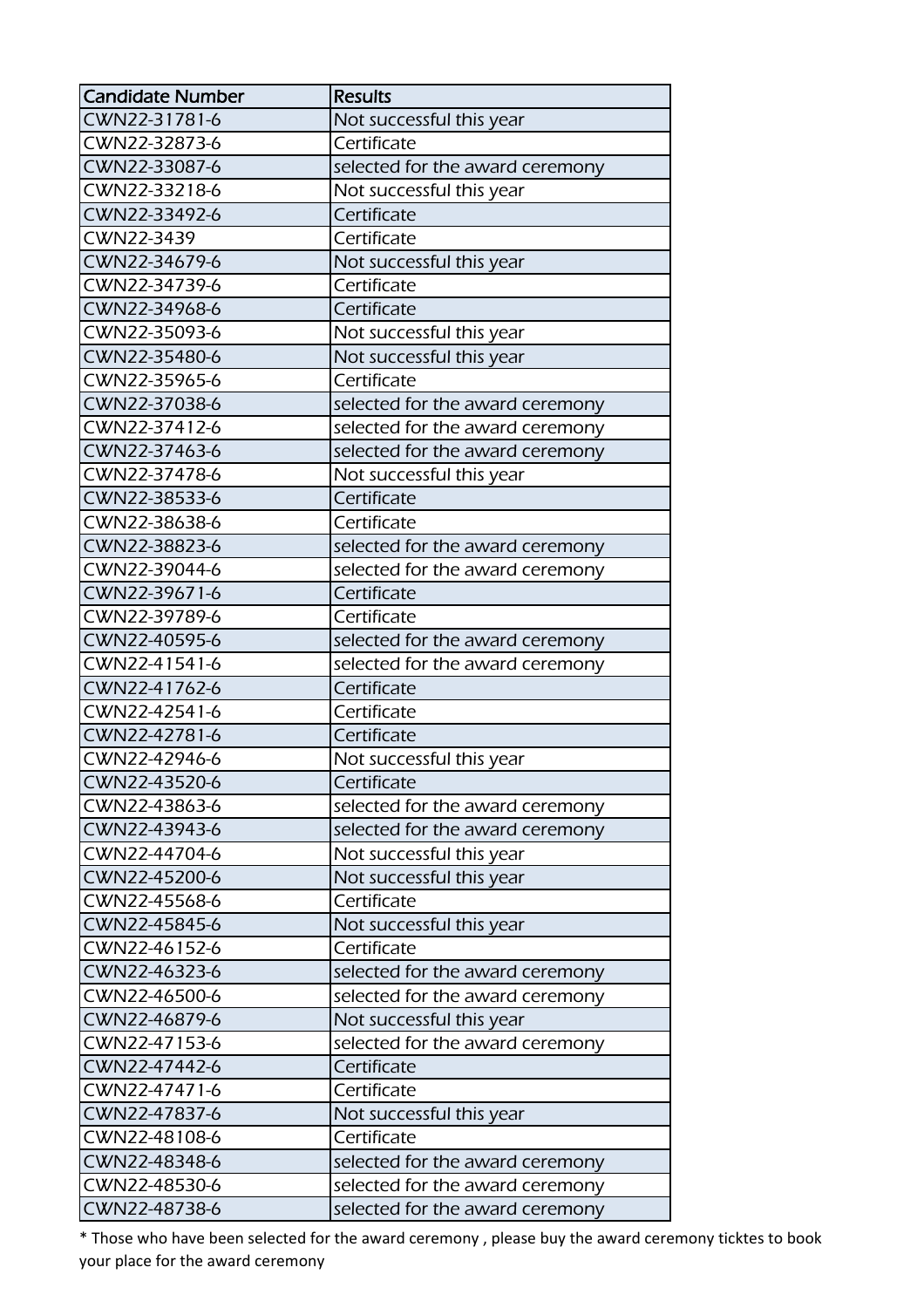| Candidate Number | Results |
| --- | --- |
| CWN22-31781-6 | Not successful this year |
| CWN22-32873-6 | Certificate |
| CWN22-33087-6 | selected for the award ceremony |
| CWN22-33218-6 | Not successful this year |
| CWN22-33492-6 | Certificate |
| CWN22-3439 | Certificate |
| CWN22-34679-6 | Not successful this year |
| CWN22-34739-6 | Certificate |
| CWN22-34968-6 | Certificate |
| CWN22-35093-6 | Not successful this year |
| CWN22-35480-6 | Not successful this year |
| CWN22-35965-6 | Certificate |
| CWN22-37038-6 | selected for the award ceremony |
| CWN22-37412-6 | selected for the award ceremony |
| CWN22-37463-6 | selected for the award ceremony |
| CWN22-37478-6 | Not successful this year |
| CWN22-38533-6 | Certificate |
| CWN22-38638-6 | Certificate |
| CWN22-38823-6 | selected for the award ceremony |
| CWN22-39044-6 | selected for the award ceremony |
| CWN22-39671-6 | Certificate |
| CWN22-39789-6 | Certificate |
| CWN22-40595-6 | selected for the award ceremony |
| CWN22-41541-6 | selected for the award ceremony |
| CWN22-41762-6 | Certificate |
| CWN22-42541-6 | Certificate |
| CWN22-42781-6 | Certificate |
| CWN22-42946-6 | Not successful this year |
| CWN22-43520-6 | Certificate |
| CWN22-43863-6 | selected for the award ceremony |
| CWN22-43943-6 | selected for the award ceremony |
| CWN22-44704-6 | Not successful this year |
| CWN22-45200-6 | Not successful this year |
| CWN22-45568-6 | Certificate |
| CWN22-45845-6 | Not successful this year |
| CWN22-46152-6 | Certificate |
| CWN22-46323-6 | selected for the award ceremony |
| CWN22-46500-6 | selected for the award ceremony |
| CWN22-46879-6 | Not successful this year |
| CWN22-47153-6 | selected for the award ceremony |
| CWN22-47442-6 | Certificate |
| CWN22-47471-6 | Certificate |
| CWN22-47837-6 | Not successful this year |
| CWN22-48108-6 | Certificate |
| CWN22-48348-6 | selected for the award ceremony |
| CWN22-48530-6 | selected for the award ceremony |
| CWN22-48738-6 | selected for the award ceremony |

* Those who have been selected for the award ceremony , please buy the award ceremony ticktes to book your place for the award ceremony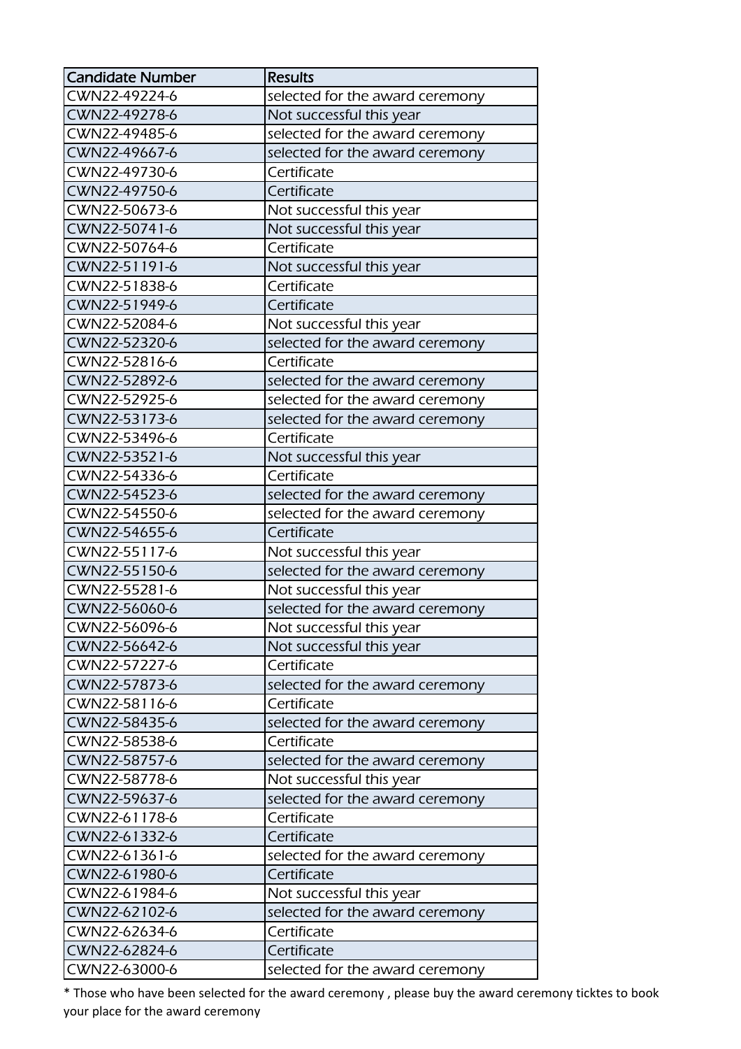| Candidate Number | Results |
| --- | --- |
| CWN22-49224-6 | selected for the award ceremony |
| CWN22-49278-6 | Not successful this year |
| CWN22-49485-6 | selected for the award ceremony |
| CWN22-49667-6 | selected for the award ceremony |
| CWN22-49730-6 | Certificate |
| CWN22-49750-6 | Certificate |
| CWN22-50673-6 | Not successful this year |
| CWN22-50741-6 | Not successful this year |
| CWN22-50764-6 | Certificate |
| CWN22-51191-6 | Not successful this year |
| CWN22-51838-6 | Certificate |
| CWN22-51949-6 | Certificate |
| CWN22-52084-6 | Not successful this year |
| CWN22-52320-6 | selected for the award ceremony |
| CWN22-52816-6 | Certificate |
| CWN22-52892-6 | selected for the award ceremony |
| CWN22-52925-6 | selected for the award ceremony |
| CWN22-53173-6 | selected for the award ceremony |
| CWN22-53496-6 | Certificate |
| CWN22-53521-6 | Not successful this year |
| CWN22-54336-6 | Certificate |
| CWN22-54523-6 | selected for the award ceremony |
| CWN22-54550-6 | selected for the award ceremony |
| CWN22-54655-6 | Certificate |
| CWN22-55117-6 | Not successful this year |
| CWN22-55150-6 | selected for the award ceremony |
| CWN22-55281-6 | Not successful this year |
| CWN22-56060-6 | selected for the award ceremony |
| CWN22-56096-6 | Not successful this year |
| CWN22-56642-6 | Not successful this year |
| CWN22-57227-6 | Certificate |
| CWN22-57873-6 | selected for the award ceremony |
| CWN22-58116-6 | Certificate |
| CWN22-58435-6 | selected for the award ceremony |
| CWN22-58538-6 | Certificate |
| CWN22-58757-6 | selected for the award ceremony |
| CWN22-58778-6 | Not successful this year |
| CWN22-59637-6 | selected for the award ceremony |
| CWN22-61178-6 | Certificate |
| CWN22-61332-6 | Certificate |
| CWN22-61361-6 | selected for the award ceremony |
| CWN22-61980-6 | Certificate |
| CWN22-61984-6 | Not successful this year |
| CWN22-62102-6 | selected for the award ceremony |
| CWN22-62634-6 | Certificate |
| CWN22-62824-6 | Certificate |
| CWN22-63000-6 | selected for the award ceremony |

* Those who have been selected for the award ceremony , please buy the award ceremony ticktes to book your place for the award ceremony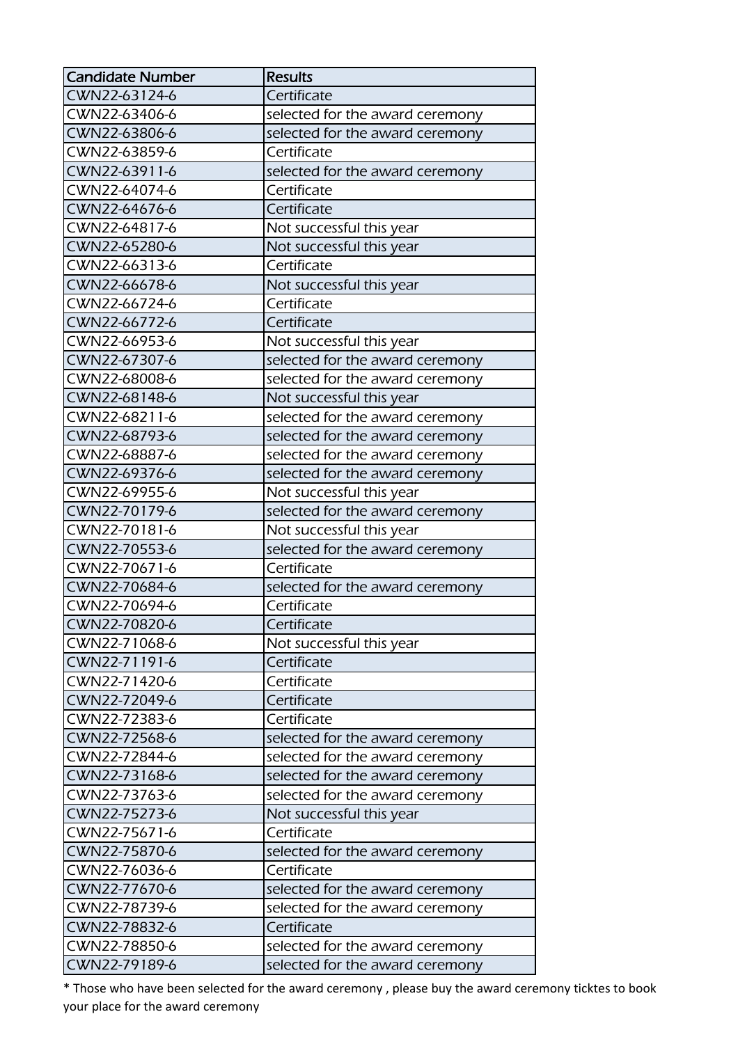| Candidate Number | Results |
|---|---|
| CWN22-63124-6 | Certificate |
| CWN22-63406-6 | selected for the award ceremony |
| CWN22-63806-6 | selected for the award ceremony |
| CWN22-63859-6 | Certificate |
| CWN22-63911-6 | selected for the award ceremony |
| CWN22-64074-6 | Certificate |
| CWN22-64676-6 | Certificate |
| CWN22-64817-6 | Not successful this year |
| CWN22-65280-6 | Not successful this year |
| CWN22-66313-6 | Certificate |
| CWN22-66678-6 | Not successful this year |
| CWN22-66724-6 | Certificate |
| CWN22-66772-6 | Certificate |
| CWN22-66953-6 | Not successful this year |
| CWN22-67307-6 | selected for the award ceremony |
| CWN22-68008-6 | selected for the award ceremony |
| CWN22-68148-6 | Not successful this year |
| CWN22-68211-6 | selected for the award ceremony |
| CWN22-68793-6 | selected for the award ceremony |
| CWN22-68887-6 | selected for the award ceremony |
| CWN22-69376-6 | selected for the award ceremony |
| CWN22-69955-6 | Not successful this year |
| CWN22-70179-6 | selected for the award ceremony |
| CWN22-70181-6 | Not successful this year |
| CWN22-70553-6 | selected for the award ceremony |
| CWN22-70671-6 | Certificate |
| CWN22-70684-6 | selected for the award ceremony |
| CWN22-70694-6 | Certificate |
| CWN22-70820-6 | Certificate |
| CWN22-71068-6 | Not successful this year |
| CWN22-71191-6 | Certificate |
| CWN22-71420-6 | Certificate |
| CWN22-72049-6 | Certificate |
| CWN22-72383-6 | Certificate |
| CWN22-72568-6 | selected for the award ceremony |
| CWN22-72844-6 | selected for the award ceremony |
| CWN22-73168-6 | selected for the award ceremony |
| CWN22-73763-6 | selected for the award ceremony |
| CWN22-75273-6 | Not successful this year |
| CWN22-75671-6 | Certificate |
| CWN22-75870-6 | selected for the award ceremony |
| CWN22-76036-6 | Certificate |
| CWN22-77670-6 | selected for the award ceremony |
| CWN22-78739-6 | selected for the award ceremony |
| CWN22-78832-6 | Certificate |
| CWN22-78850-6 | selected for the award ceremony |
| CWN22-79189-6 | selected for the award ceremony |

* Those who have been selected for the award ceremony , please buy the award ceremony ticktes to book your place for the award ceremony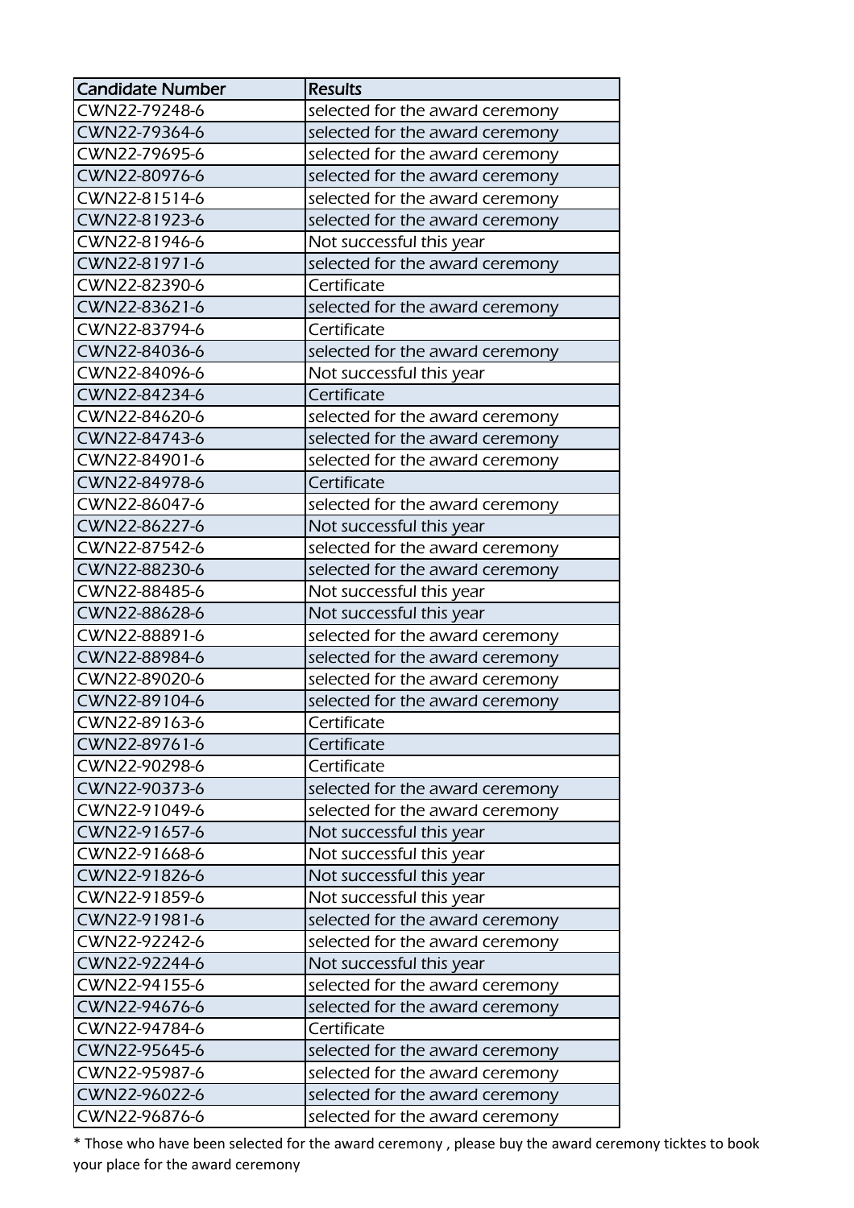| Candidate Number | Results |
| --- | --- |
| CWN22-79248-6 | selected for the award ceremony |
| CWN22-79364-6 | selected for the award ceremony |
| CWN22-79695-6 | selected for the award ceremony |
| CWN22-80976-6 | selected for the award ceremony |
| CWN22-81514-6 | selected for the award ceremony |
| CWN22-81923-6 | selected for the award ceremony |
| CWN22-81946-6 | Not successful this year |
| CWN22-81971-6 | selected for the award ceremony |
| CWN22-82390-6 | Certificate |
| CWN22-83621-6 | selected for the award ceremony |
| CWN22-83794-6 | Certificate |
| CWN22-84036-6 | selected for the award ceremony |
| CWN22-84096-6 | Not successful this year |
| CWN22-84234-6 | Certificate |
| CWN22-84620-6 | selected for the award ceremony |
| CWN22-84743-6 | selected for the award ceremony |
| CWN22-84901-6 | selected for the award ceremony |
| CWN22-84978-6 | Certificate |
| CWN22-86047-6 | selected for the award ceremony |
| CWN22-86227-6 | Not successful this year |
| CWN22-87542-6 | selected for the award ceremony |
| CWN22-88230-6 | selected for the award ceremony |
| CWN22-88485-6 | Not successful this year |
| CWN22-88628-6 | Not successful this year |
| CWN22-88891-6 | selected for the award ceremony |
| CWN22-88984-6 | selected for the award ceremony |
| CWN22-89020-6 | selected for the award ceremony |
| CWN22-89104-6 | selected for the award ceremony |
| CWN22-89163-6 | Certificate |
| CWN22-89761-6 | Certificate |
| CWN22-90298-6 | Certificate |
| CWN22-90373-6 | selected for the award ceremony |
| CWN22-91049-6 | selected for the award ceremony |
| CWN22-91657-6 | Not successful this year |
| CWN22-91668-6 | Not successful this year |
| CWN22-91826-6 | Not successful this year |
| CWN22-91859-6 | Not successful this year |
| CWN22-91981-6 | selected for the award ceremony |
| CWN22-92242-6 | selected for the award ceremony |
| CWN22-92244-6 | Not successful this year |
| CWN22-94155-6 | selected for the award ceremony |
| CWN22-94676-6 | selected for the award ceremony |
| CWN22-94784-6 | Certificate |
| CWN22-95645-6 | selected for the award ceremony |
| CWN22-95987-6 | selected for the award ceremony |
| CWN22-96022-6 | selected for the award ceremony |
| CWN22-96876-6 | selected for the award ceremony |

* Those who have been selected for the award ceremony , please buy the award ceremony ticktes to book your place for the award ceremony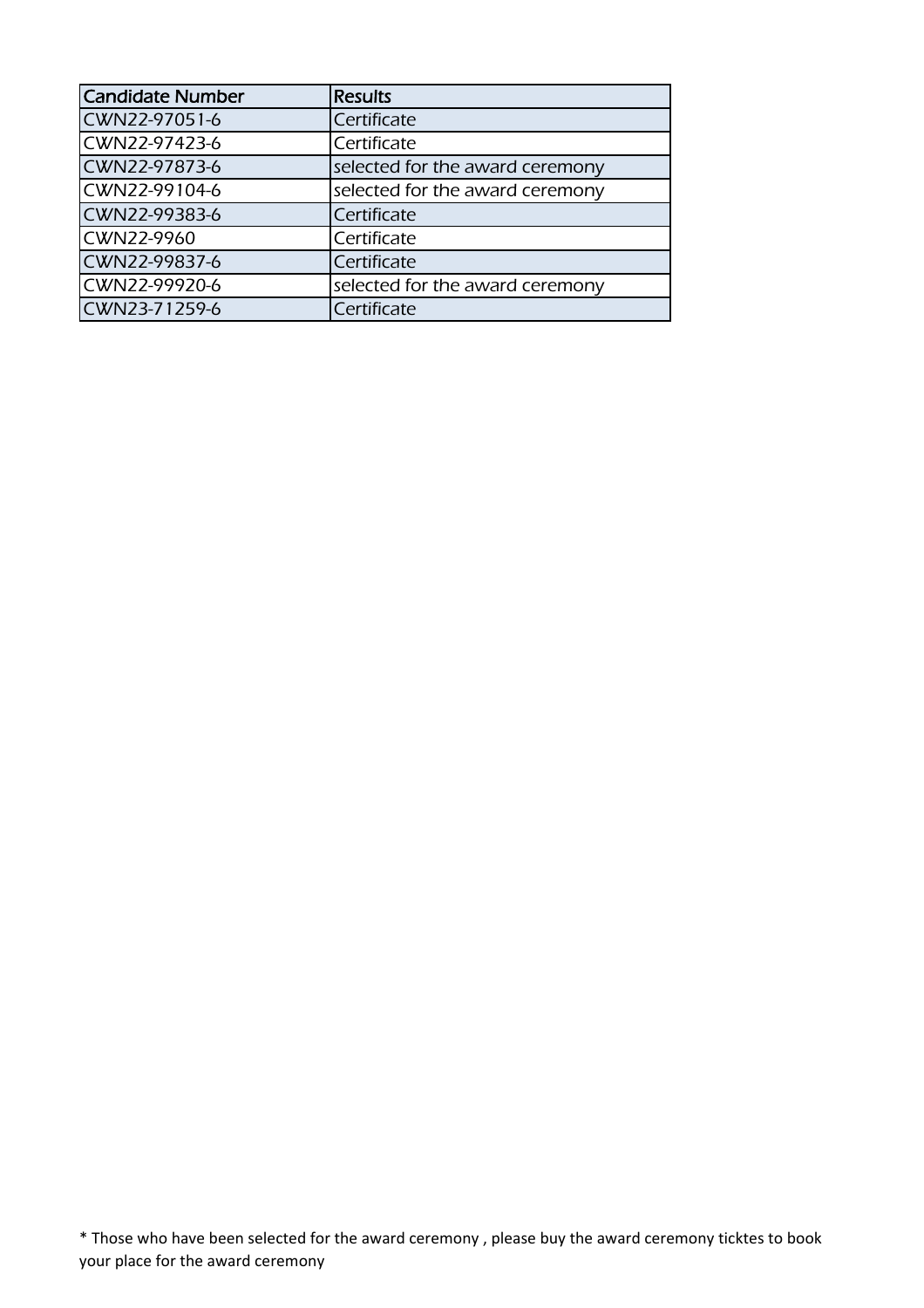| Candidate Number | Results |
| --- | --- |
| CWN22-97051-6 | Certificate |
| CWN22-97423-6 | Certificate |
| CWN22-97873-6 | selected for the award ceremony |
| CWN22-99104-6 | selected for the award ceremony |
| CWN22-99383-6 | Certificate |
| CWN22-9960 | Certificate |
| CWN22-99837-6 | Certificate |
| CWN22-99920-6 | selected for the award ceremony |
| CWN23-71259-6 | Certificate |

* Those who have been selected for the award ceremony , please buy the award ceremony ticktes to book your place for the award ceremony